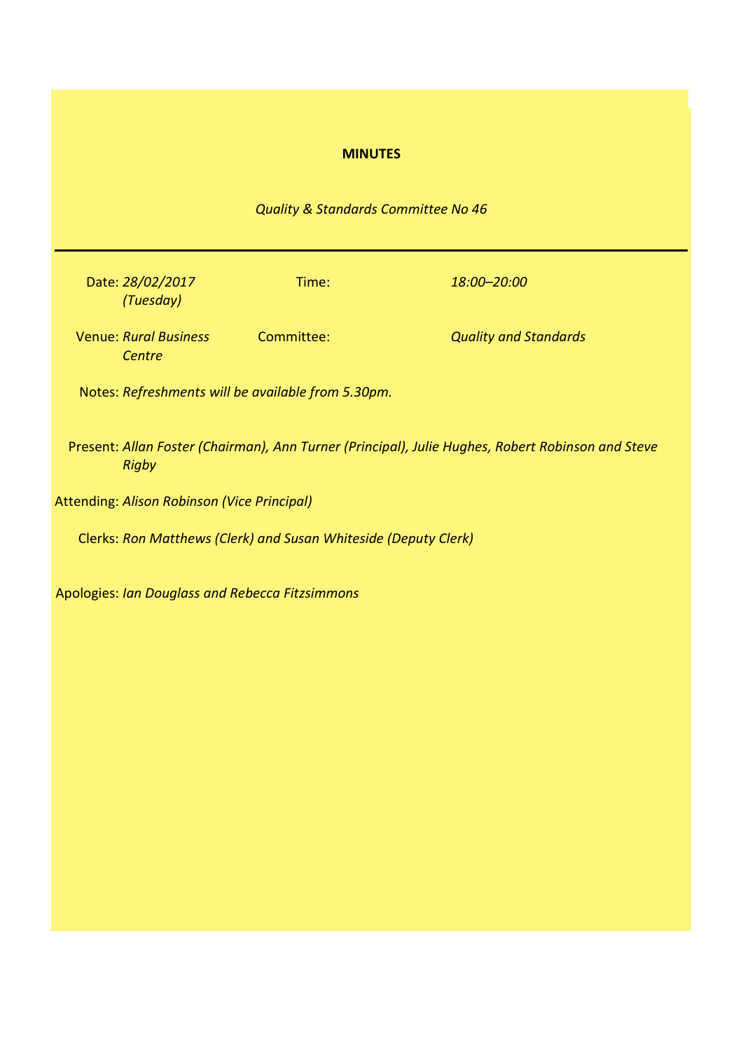**MINUTES**

*Quality & Standards Committee No 46*

---

| | | | |
|---|---|---|---|
| Date: | *28/02/2017 (Tuesday)* | Time: | *18:00–20:00* |
| Venue: | *Rural Business Centre* | Committee: | *Quality and Standards* |

Notes: *Refreshments will be available from 5.30pm.*

Present: *Allan Foster (Chairman), Ann Turner (Principal), Julie Hughes, Robert Robinson and Steve Rigby*

Attending: *Alison Robinson (Vice Principal)*

Clerks: *Ron Matthews (Clerk) and Susan Whiteside (Deputy Clerk)*

Apologies: *Ian Douglass and Rebecca Fitzsimmons*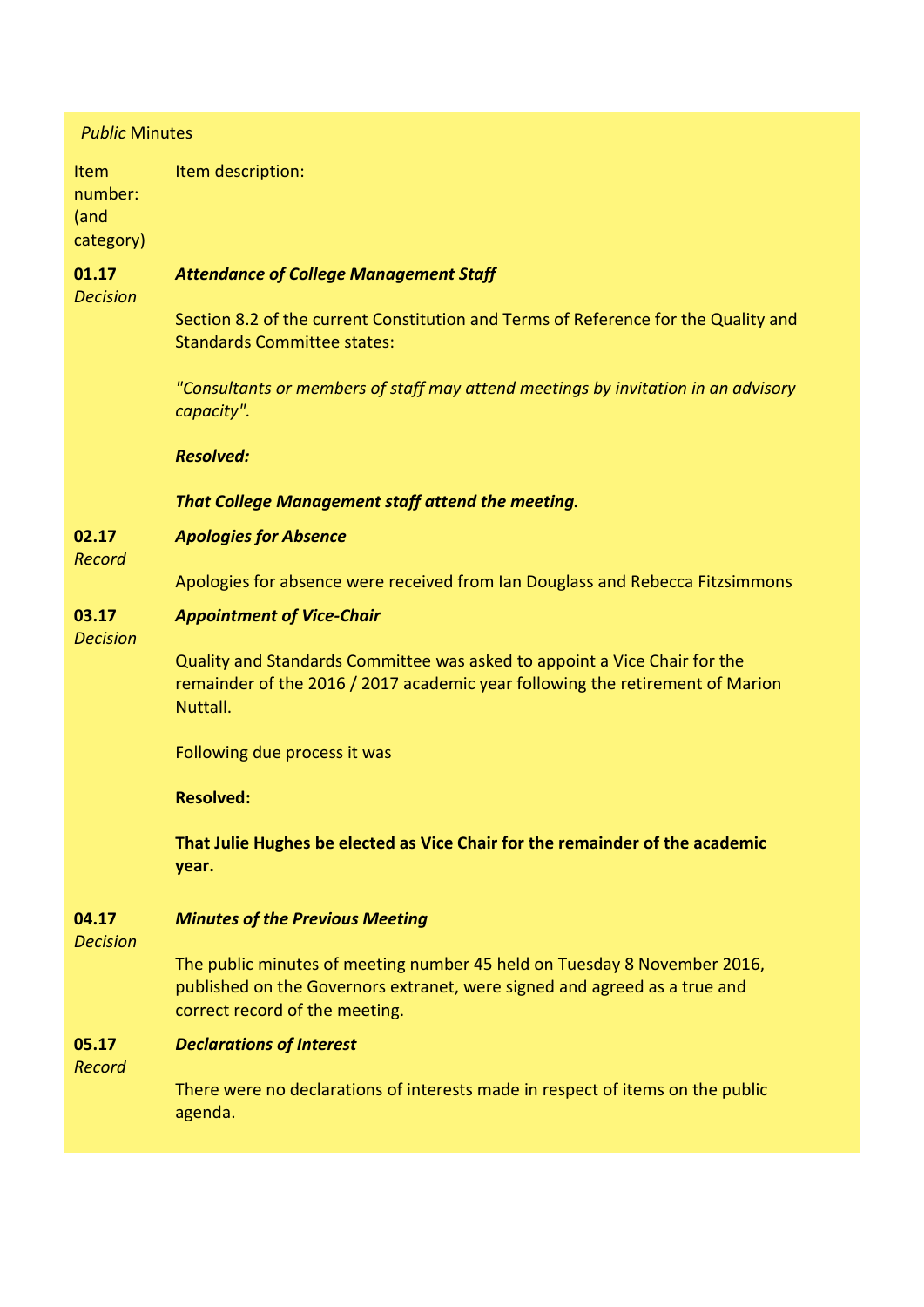*Public* Minutes

| Item number: (and category) | Item description: |
|---|---|
| **01.17** *Decision* | ***Attendance of College Management Staff***<br><br>Section 8.2 of the current Constitution and Terms of Reference for the Quality and Standards Committee states:<br><br>*"Consultants or members of staff may attend meetings by invitation in an advisory capacity".*<br><br>***Resolved:***<br><br>***That College Management staff attend the meeting.*** |
| **02.17** *Record* | ***Apologies for Absence***<br><br>Apologies for absence were received from Ian Douglass and Rebecca Fitzsimmons |
| **03.17** *Decision* | ***Appointment of Vice-Chair***<br><br>Quality and Standards Committee was asked to appoint a Vice Chair for the remainder of the 2016 / 2017 academic year following the retirement of Marion Nuttall.<br><br>Following due process it was<br><br>**Resolved:**<br><br>**That Julie Hughes be elected as Vice Chair for the remainder of the academic year.** |
| **04.17** *Decision* | ***Minutes of the Previous Meeting***<br><br>The public minutes of meeting number 45 held on Tuesday 8 November 2016, published on the Governors extranet, were signed and agreed as a true and correct record of the meeting. |
| **05.17** *Record* | ***Declarations of Interest***<br><br>There were no declarations of interests made in respect of items on the public agenda. |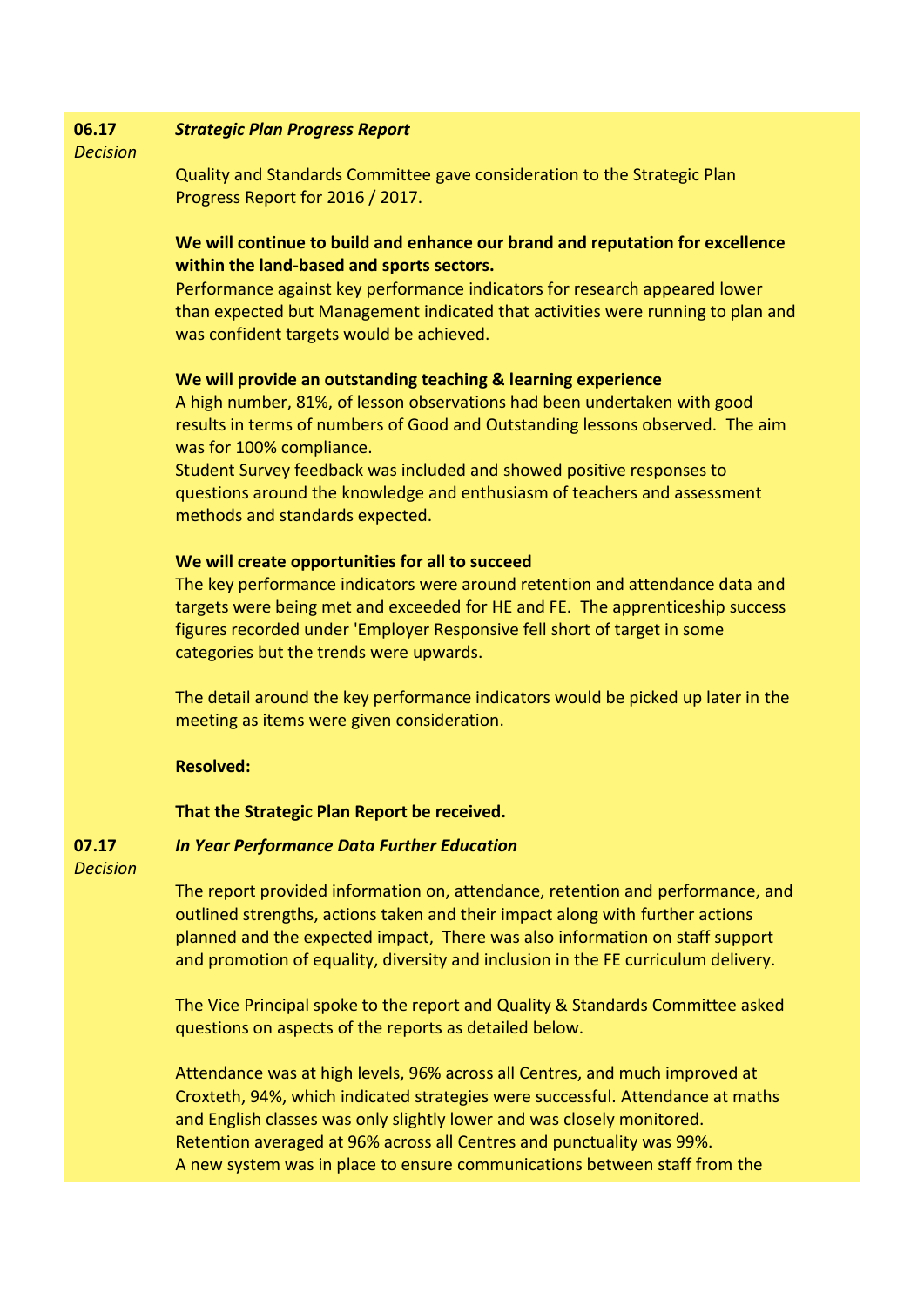**06.17** *Decision*

***Strategic Plan Progress Report***

Quality and Standards Committee gave consideration to the Strategic Plan Progress Report for 2016 / 2017.

**We will continue to build and enhance our brand and reputation for excellence within the land-based and sports sectors.**

Performance against key performance indicators for research appeared lower than expected but Management indicated that activities were running to plan and was confident targets would be achieved.

**We will provide an outstanding teaching & learning experience**

A high number, 81%, of lesson observations had been undertaken with good results in terms of numbers of Good and Outstanding lessons observed. The aim was for 100% compliance.

Student Survey feedback was included and showed positive responses to questions around the knowledge and enthusiasm of teachers and assessment methods and standards expected.

**We will create opportunities for all to succeed**

The key performance indicators were around retention and attendance data and targets were being met and exceeded for HE and FE. The apprenticeship success figures recorded under 'Employer Responsive fell short of target in some categories but the trends were upwards.

The detail around the key performance indicators would be picked up later in the meeting as items were given consideration.

**Resolved:**

**That the Strategic Plan Report be received.**

**07.17** *Decision*

***In Year Performance Data Further Education***

The report provided information on, attendance, retention and performance, and outlined strengths, actions taken and their impact along with further actions planned and the expected impact, There was also information on staff support and promotion of equality, diversity and inclusion in the FE curriculum delivery.

The Vice Principal spoke to the report and Quality & Standards Committee asked questions on aspects of the reports as detailed below.

Attendance was at high levels, 96% across all Centres, and much improved at Croxteth, 94%, which indicated strategies were successful. Attendance at maths and English classes was only slightly lower and was closely monitored.
Retention averaged at 96% across all Centres and punctuality was 99%.
A new system was in place to ensure communications between staff from the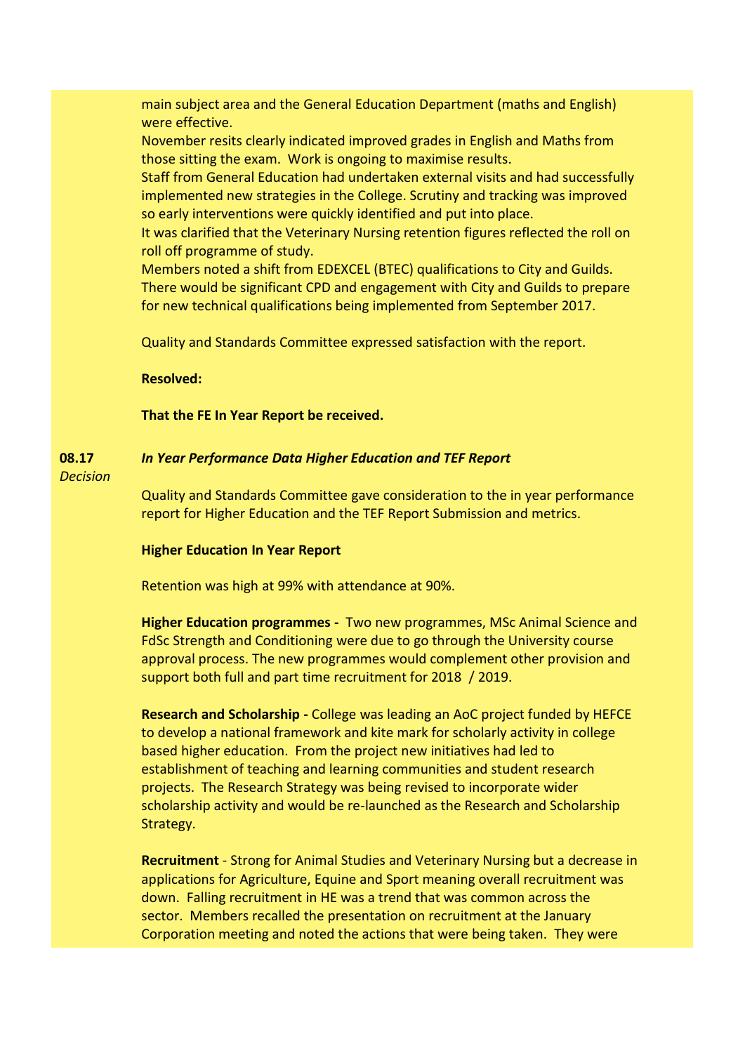main subject area and the General Education Department (maths and English) were effective.

November resits clearly indicated improved grades in English and Maths from those sitting the exam. Work is ongoing to maximise results.

Staff from General Education had undertaken external visits and had successfully implemented new strategies in the College. Scrutiny and tracking was improved so early interventions were quickly identified and put into place.

It was clarified that the Veterinary Nursing retention figures reflected the roll on roll off programme of study.

Members noted a shift from EDEXCEL (BTEC) qualifications to City and Guilds. There would be significant CPD and engagement with City and Guilds to prepare for new technical qualifications being implemented from September 2017.

Quality and Standards Committee expressed satisfaction with the report.

**Resolved:**

**That the FE In Year Report be received.**

**08.17** *Decision*

***In Year Performance Data Higher Education and TEF Report***

Quality and Standards Committee gave consideration to the in year performance report for Higher Education and the TEF Report Submission and metrics.

**Higher Education In Year Report**

Retention was high at 99% with attendance at 90%.

**Higher Education programmes -** Two new programmes, MSc Animal Science and FdSc Strength and Conditioning were due to go through the University course approval process. The new programmes would complement other provision and support both full and part time recruitment for 2018 / 2019.

**Research and Scholarship -** College was leading an AoC project funded by HEFCE to develop a national framework and kite mark for scholarly activity in college based higher education. From the project new initiatives had led to establishment of teaching and learning communities and student research projects. The Research Strategy was being revised to incorporate wider scholarship activity and would be re-launched as the Research and Scholarship Strategy.

**Recruitment** - Strong for Animal Studies and Veterinary Nursing but a decrease in applications for Agriculture, Equine and Sport meaning overall recruitment was down. Falling recruitment in HE was a trend that was common across the sector. Members recalled the presentation on recruitment at the January Corporation meeting and noted the actions that were being taken. They were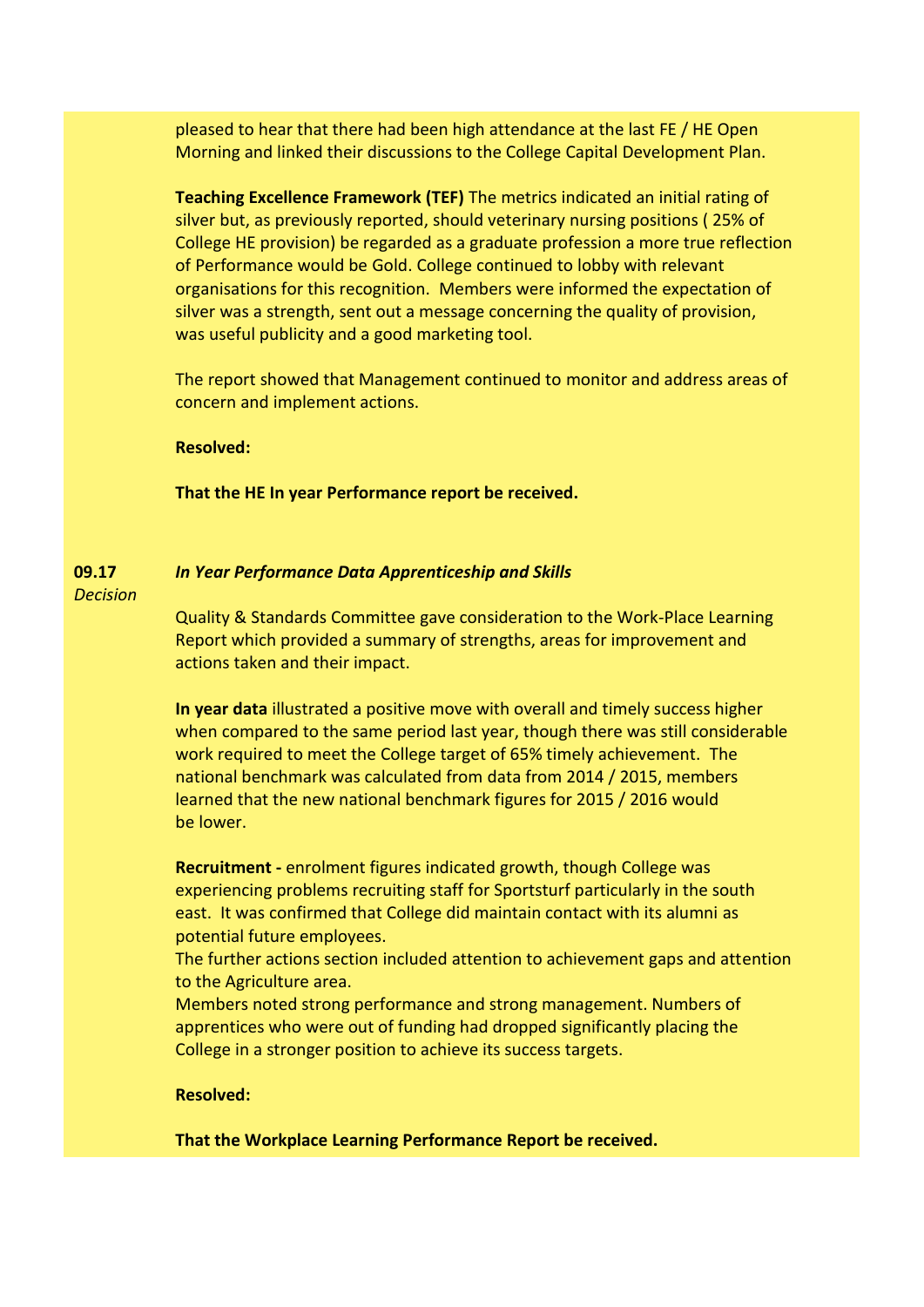pleased to hear that there had been high attendance at the last FE / HE Open Morning and linked their discussions to the College Capital Development Plan.

**Teaching Excellence Framework (TEF)** The metrics indicated an initial rating of silver but, as previously reported, should veterinary nursing positions ( 25% of College HE provision) be regarded as a graduate profession a more true reflection of Performance would be Gold. College continued to lobby with relevant organisations for this recognition. Members were informed the expectation of silver was a strength, sent out a message concerning the quality of provision, was useful publicity and a good marketing tool.

The report showed that Management continued to monitor and address areas of concern and implement actions.

**Resolved:**

**That the HE In year Performance report be received.**

**09.17** *Decision*

***In Year Performance Data Apprenticeship and Skills***

Quality & Standards Committee gave consideration to the Work-Place Learning Report which provided a summary of strengths, areas for improvement and actions taken and their impact.

**In year data** illustrated a positive move with overall and timely success higher when compared to the same period last year, though there was still considerable work required to meet the College target of 65% timely achievement. The national benchmark was calculated from data from 2014 / 2015, members learned that the new national benchmark figures for 2015 / 2016 would be lower.

**Recruitment -** enrolment figures indicated growth, though College was experiencing problems recruiting staff for Sportsturf particularly in the south east. It was confirmed that College did maintain contact with its alumni as potential future employees.
The further actions section included attention to achievement gaps and attention to the Agriculture area.
Members noted strong performance and strong management. Numbers of apprentices who were out of funding had dropped significantly placing the College in a stronger position to achieve its success targets.

**Resolved:**

**That the Workplace Learning Performance Report be received.**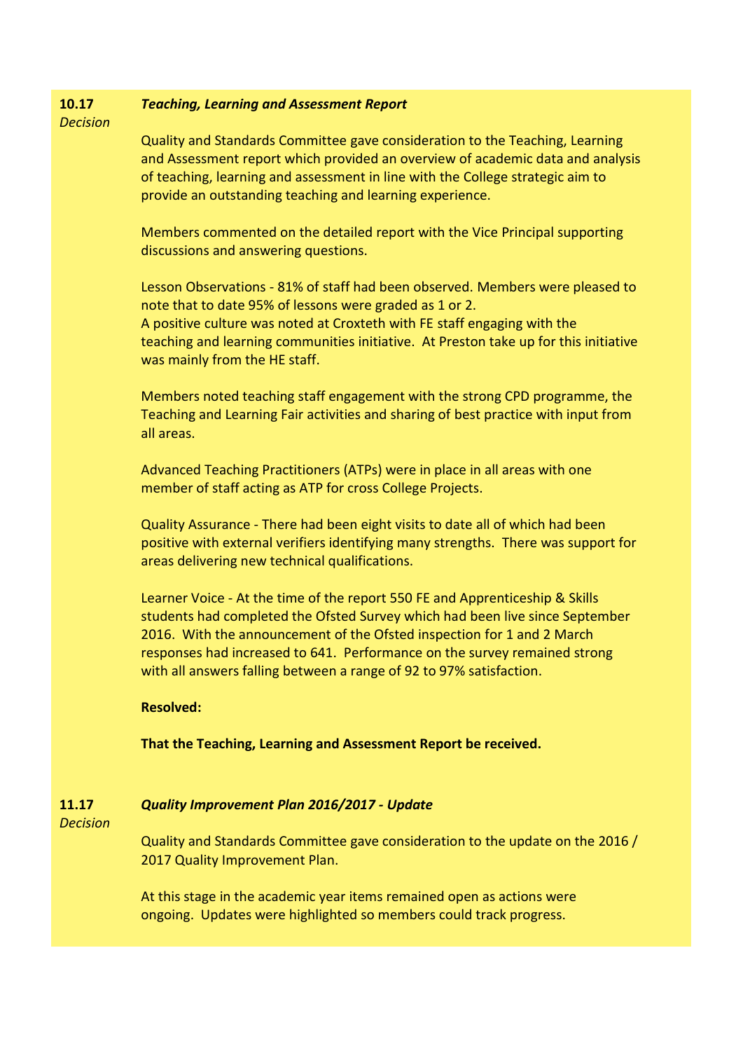**10.17** *Decision*

***Teaching, Learning and Assessment Report***

Quality and Standards Committee gave consideration to the Teaching, Learning and Assessment report which provided an overview of academic data and analysis of teaching, learning and assessment in line with the College strategic aim to provide an outstanding teaching and learning experience.

Members commented on the detailed report with the Vice Principal supporting discussions and answering questions.

Lesson Observations - 81% of staff had been observed. Members were pleased to note that to date 95% of lessons were graded as 1 or 2.
A positive culture was noted at Croxteth with FE staff engaging with the teaching and learning communities initiative. At Preston take up for this initiative was mainly from the HE staff.

Members noted teaching staff engagement with the strong CPD programme, the Teaching and Learning Fair activities and sharing of best practice with input from all areas.

Advanced Teaching Practitioners (ATPs) were in place in all areas with one member of staff acting as ATP for cross College Projects.

Quality Assurance - There had been eight visits to date all of which had been positive with external verifiers identifying many strengths. There was support for areas delivering new technical qualifications.

Learner Voice - At the time of the report 550 FE and Apprenticeship & Skills students had completed the Ofsted Survey which had been live since September 2016. With the announcement of the Ofsted inspection for 1 and 2 March responses had increased to 641. Performance on the survey remained strong with all answers falling between a range of 92 to 97% satisfaction.

**Resolved:**

**That the Teaching, Learning and Assessment Report be received.**

**11.17** *Decision*

***Quality Improvement Plan 2016/2017 - Update***

Quality and Standards Committee gave consideration to the update on the 2016 / 2017 Quality Improvement Plan.

At this stage in the academic year items remained open as actions were ongoing. Updates were highlighted so members could track progress.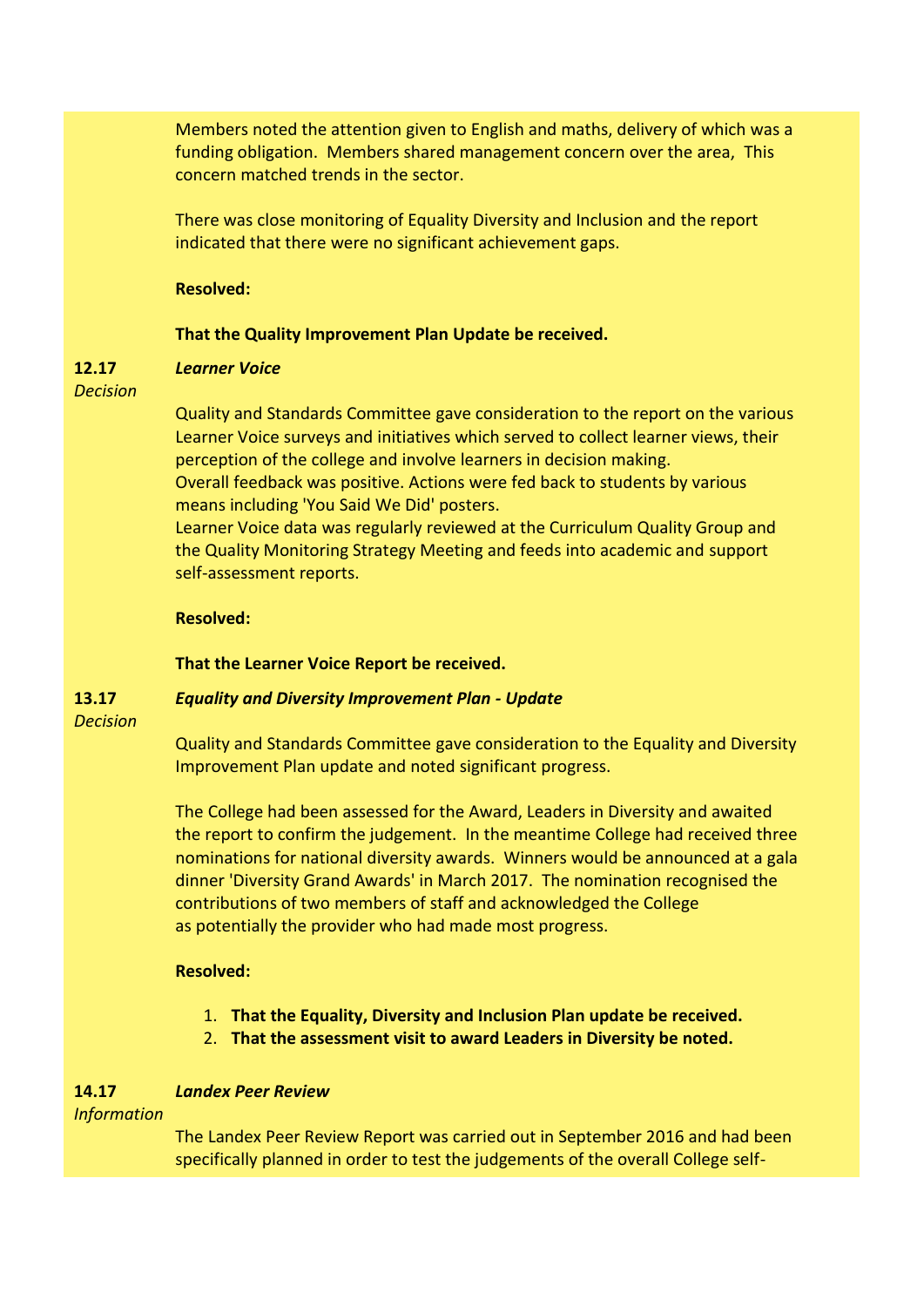Members noted the attention given to English and maths, delivery of which was a funding obligation. Members shared management concern over the area, This concern matched trends in the sector.

There was close monitoring of Equality Diversity and Inclusion and the report indicated that there were no significant achievement gaps.

**Resolved:**

**That the Quality Improvement Plan Update be received.**

**12.17** *Decision*

***Learner Voice***

Quality and Standards Committee gave consideration to the report on the various Learner Voice surveys and initiatives which served to collect learner views, their perception of the college and involve learners in decision making.
Overall feedback was positive. Actions were fed back to students by various means including 'You Said We Did' posters.
Learner Voice data was regularly reviewed at the Curriculum Quality Group and the Quality Monitoring Strategy Meeting and feeds into academic and support self-assessment reports.

**Resolved:**

**That the Learner Voice Report be received.**

**13.17** *Decision*

***Equality and Diversity Improvement Plan - Update***

Quality and Standards Committee gave consideration to the Equality and Diversity Improvement Plan update and noted significant progress.

The College had been assessed for the Award, Leaders in Diversity and awaited the report to confirm the judgement. In the meantime College had received three nominations for national diversity awards. Winners would be announced at a gala dinner 'Diversity Grand Awards' in March 2017. The nomination recognised the contributions of two members of staff and acknowledged the College as potentially the provider who had made most progress.

**Resolved:**

1. **That the Equality, Diversity and Inclusion Plan update be received.**
2. **That the assessment visit to award Leaders in Diversity be noted.**

**14.17** *Information*

***Landex Peer Review***

The Landex Peer Review Report was carried out in September 2016 and had been specifically planned in order to test the judgements of the overall College self-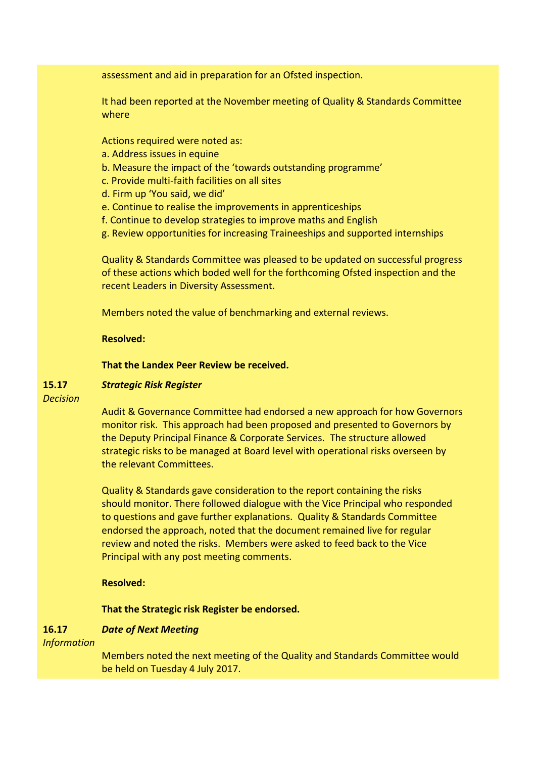assessment and aid in preparation for an Ofsted inspection.

It had been reported at the November meeting of Quality & Standards Committee where

Actions required were noted as:
a. Address issues in equine
b. Measure the impact of the 'towards outstanding programme'
c. Provide multi-faith facilities on all sites
d. Firm up 'You said, we did'
e. Continue to realise the improvements in apprenticeships
f. Continue to develop strategies to improve maths and English
g. Review opportunities for increasing Traineeships and supported internships

Quality & Standards Committee was pleased to be updated on successful progress of these actions which boded well for the forthcoming Ofsted inspection and the recent Leaders in Diversity Assessment.

Members noted the value of benchmarking and external reviews.

**Resolved:**

**That the Landex Peer Review be received.**

**15.17** ***Strategic Risk Register***
*Decision*

Audit & Governance Committee had endorsed a new approach for how Governors monitor risk. This approach had been proposed and presented to Governors by the Deputy Principal Finance & Corporate Services. The structure allowed strategic risks to be managed at Board level with operational risks overseen by the relevant Committees.

Quality & Standards gave consideration to the report containing the risks should monitor. There followed dialogue with the Vice Principal who responded to questions and gave further explanations. Quality & Standards Committee endorsed the approach, noted that the document remained live for regular review and noted the risks. Members were asked to feed back to the Vice Principal with any post meeting comments.

**Resolved:**

**That the Strategic risk Register be endorsed.**

**16.17** ***Date of Next Meeting***
*Information*

Members noted the next meeting of the Quality and Standards Committee would be held on Tuesday 4 July 2017.